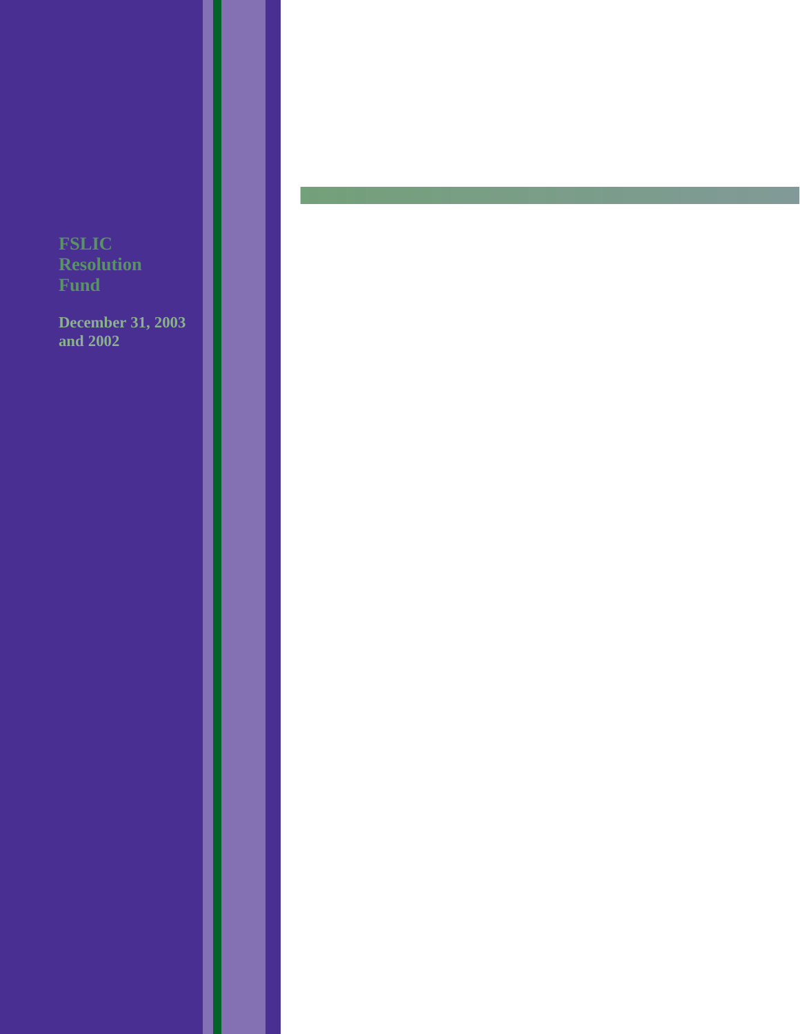# FSLIC Resolution Fund

**December 31, 2003 and 2002**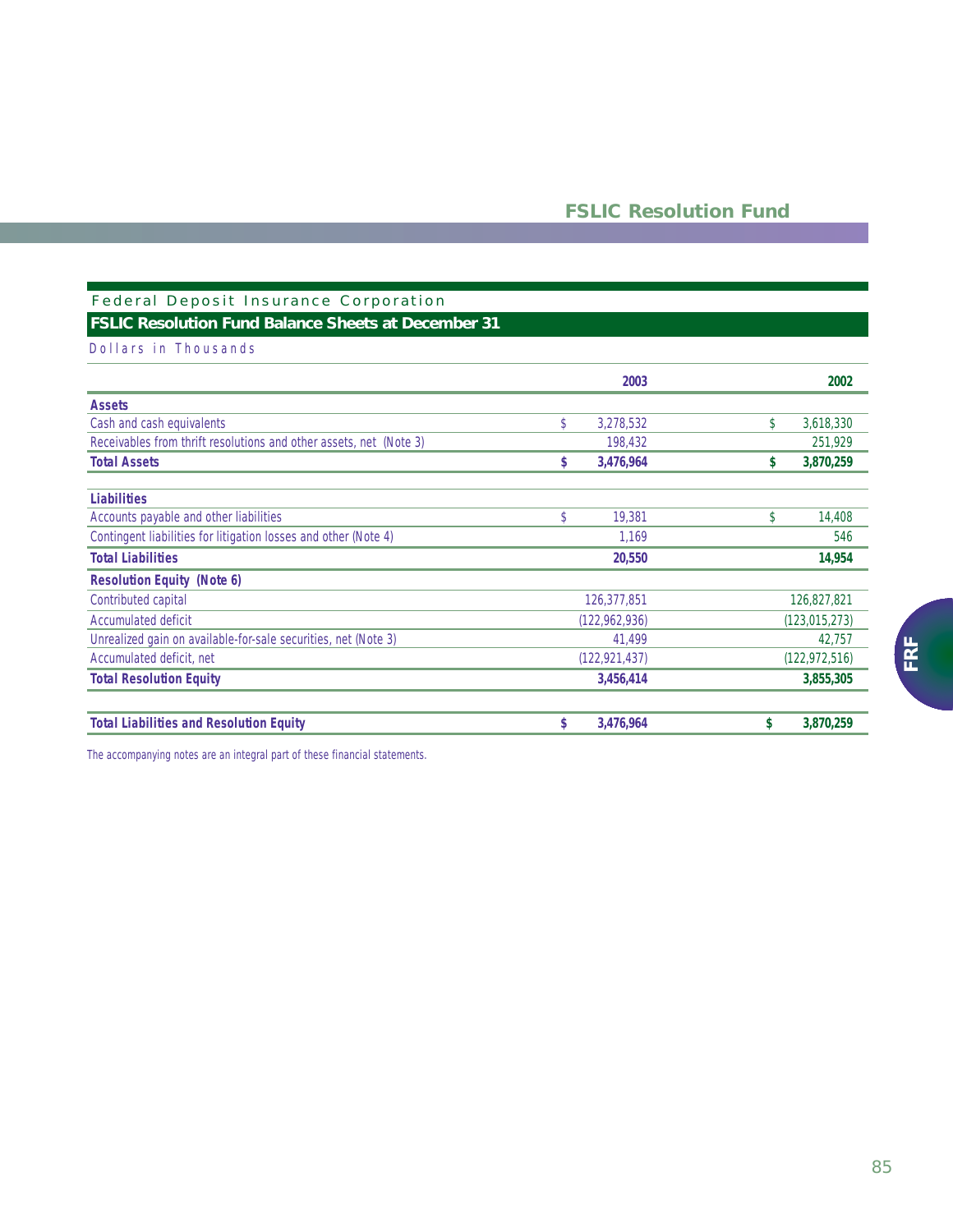## FSLIC Resolution Fund

Federal Deposit Insurance Corporation

### FSLIC Resolution Fund Balance Sheets at December 31

Dollars in Thousands

| | 2003 | 2002 |
|---|---|---|
| **Assets** | | |
| Cash and cash equivalents | $ 3,278,532 | $ 3,618,330 |
| Receivables from thrift resolutions and other assets, net (Note 3) | 198,432 | 251,929 |
| **Total Assets** | **$ 3,476,964** | **$ 3,870,259** |
| **Liabilities** | | |
| Accounts payable and other liabilities | $ 19,381 | $ 14,408 |
| Contingent liabilities for litigation losses and other (Note 4) | 1,169 | 546 |
| **Total Liabilities** | **20,550** | **14,954** |
| **Resolution Equity (Note 6)** | | |
| Contributed capital | 126,377,851 | 126,827,821 |
| Accumulated deficit | (122,962,936) | (123,015,273) |
| Unrealized gain on available-for-sale securities, net (Note 3) | 41,499 | 42,757 |
| Accumulated deficit, net | (122,921,437) | (122,972,516) |
| **Total Resolution Equity** | **3,456,414** | **3,855,305** |
| **Total Liabilities and Resolution Equity** | **$ 3,476,964** | **$ 3,870,259** |

The accompanying notes are an integral part of these financial statements.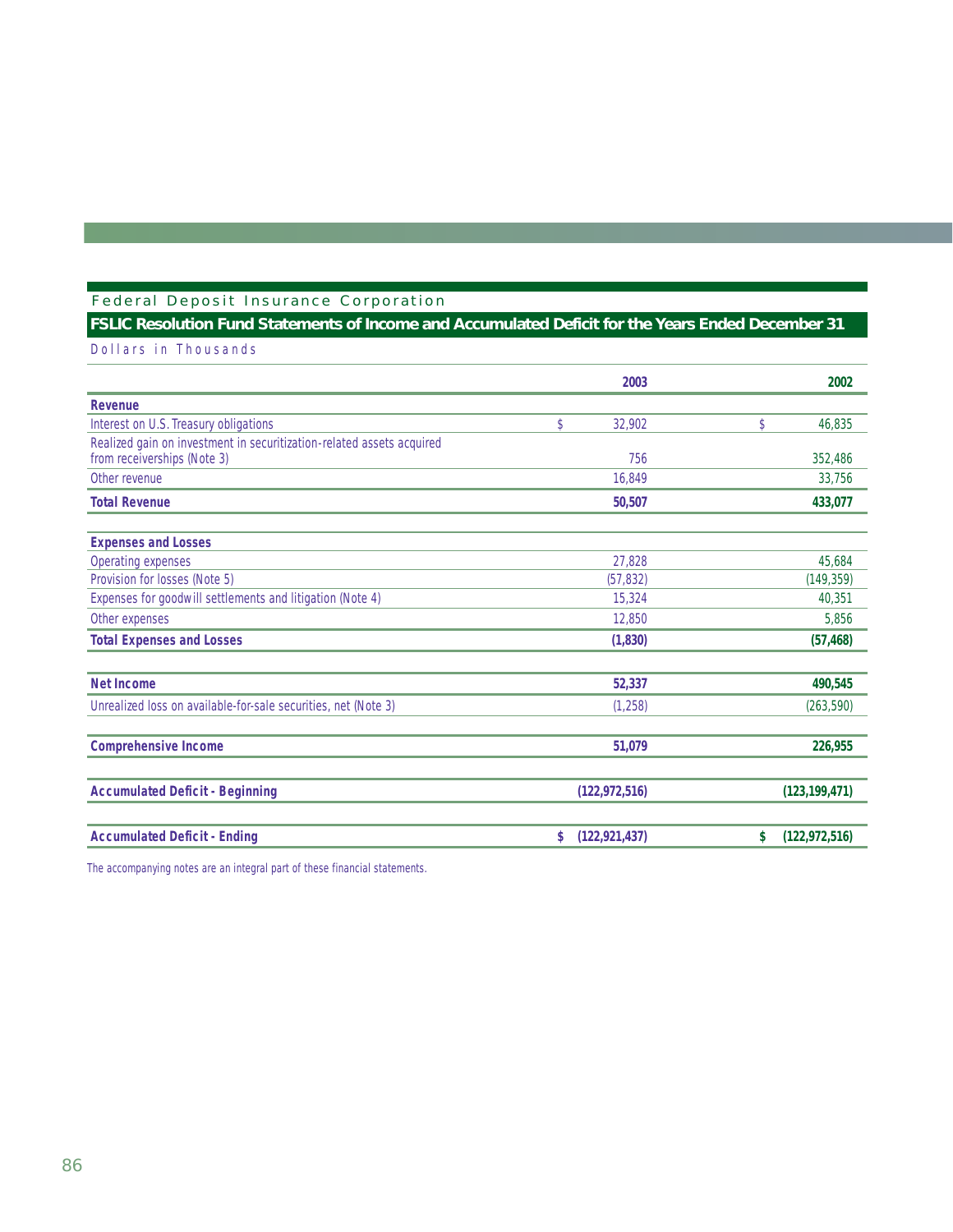Federal Deposit Insurance Corporation

## FSLIC Resolution Fund Statements of Income and Accumulated Deficit for the Years Ended December 31

Dollars in Thousands

| | 2003 | 2002 |
|---|---|---|
| **Revenue** | | |
| Interest on U.S. Treasury obligations | $ 32,902 | $ 46,835 |
| Realized gain on investment in securitization-related assets acquired from receiverships (Note 3) | 756 | 352,486 |
| Other revenue | 16,849 | 33,756 |
| **Total Revenue** | **50,507** | **433,077** |
| **Expenses and Losses** | | |
| Operating expenses | 27,828 | 45,684 |
| Provision for losses (Note 5) | (57,832) | (149,359) |
| Expenses for goodwill settlements and litigation (Note 4) | 15,324 | 40,351 |
| Other expenses | 12,850 | 5,856 |
| **Total Expenses and Losses** | **(1,830)** | **(57,468)** |
| **Net Income** | **52,337** | **490,545** |
| Unrealized loss on available-for-sale securities, net (Note 3) | (1,258) | (263,590) |
| **Comprehensive Income** | **51,079** | **226,955** |
| **Accumulated Deficit - Beginning** | **(122,972,516)** | **(123,199,471)** |
| **Accumulated Deficit - Ending** | **$ (122,921,437)** | **$ (122,972,516)** |

The accompanying notes are an integral part of these financial statements.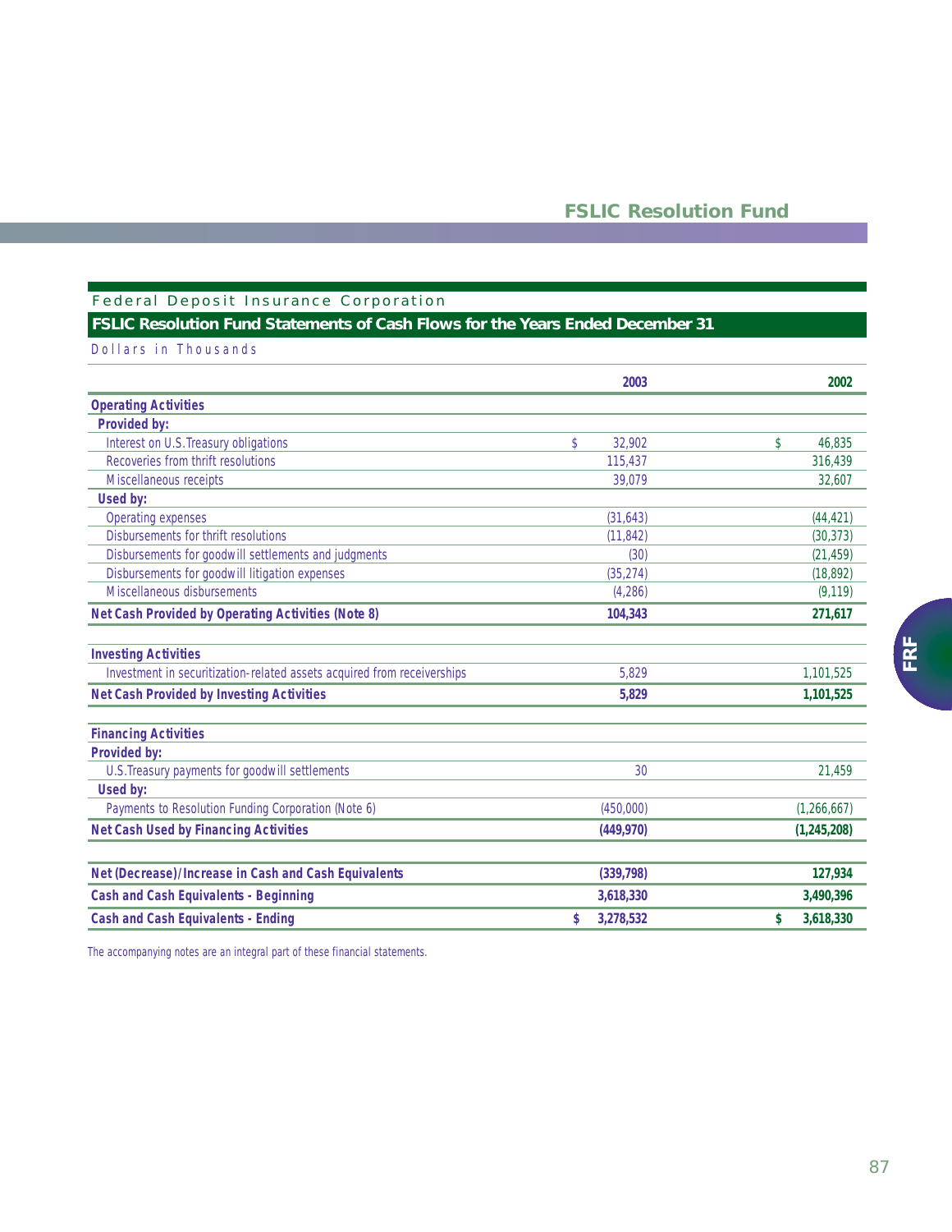## FSLIC Resolution Fund

Federal Deposit Insurance Corporation

### FSLIC Resolution Fund Statements of Cash Flows for the Years Ended December 31

Dollars in Thousands

| | 2003 | 2002 |
|---|---|---|
| **Operating Activities** | | |
| **Provided by:** | | |
| Interest on U.S.Treasury obligations | $ 32,902 | $ 46,835 |
| Recoveries from thrift resolutions | 115,437 | 316,439 |
| Miscellaneous receipts | 39,079 | 32,607 |
| **Used by:** | | |
| Operating expenses | (31,643) | (44,421) |
| Disbursements for thrift resolutions | (11,842) | (30,373) |
| Disbursements for goodwill settlements and judgments | (30) | (21,459) |
| Disbursements for goodwill litigation expenses | (35,274) | (18,892) |
| Miscellaneous disbursements | (4,286) | (9,119) |
| **Net Cash Provided by Operating Activities (Note 8)** | **104,343** | **271,617** |
| **Investing Activities** | | |
| Investment in securitization-related assets acquired from receiverships | 5,829 | 1,101,525 |
| **Net Cash Provided by Investing Activities** | **5,829** | **1,101,525** |
| **Financing Activities** | | |
| **Provided by:** | | |
| U.S.Treasury payments for goodwill settlements | 30 | 21,459 |
| **Used by:** | | |
| Payments to Resolution Funding Corporation (Note 6) | (450,000) | (1,266,667) |
| **Net Cash Used by Financing Activities** | **(449,970)** | **(1,245,208)** |
| **Net (Decrease)/Increase in Cash and Cash Equivalents** | **(339,798)** | **127,934** |
| **Cash and Cash Equivalents - Beginning** | **3,618,330** | **3,490,396** |
| **Cash and Cash Equivalents - Ending** | **$ 3,278,532** | **$ 3,618,330** |

The accompanying notes are an integral part of these financial statements.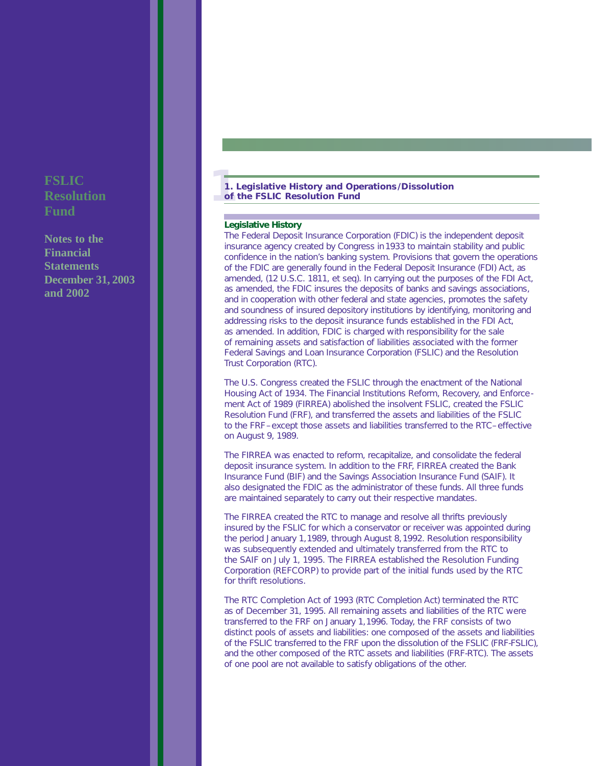# FSLIC Resolution Fund

**Notes to the Financial Statements December 31, 2003 and 2002**

## 1. Legislative History and Operations/Dissolution of the FSLIC Resolution Fund

### Legislative History

The Federal Deposit Insurance Corporation (FDIC) is the independent deposit insurance agency created by Congress in 1933 to maintain stability and public confidence in the nation's banking system. Provisions that govern the operations of the FDIC are generally found in the Federal Deposit Insurance (FDI) Act, as amended, (12 U.S.C. 1811, et seq). In carrying out the purposes of the FDI Act, as amended, the FDIC insures the deposits of banks and savings associations, and in cooperation with other federal and state agencies, promotes the safety and soundness of insured depository institutions by identifying, monitoring and addressing risks to the deposit insurance funds established in the FDI Act, as amended. In addition, FDIC is charged with responsibility for the sale of remaining assets and satisfaction of liabilities associated with the former Federal Savings and Loan Insurance Corporation (FSLIC) and the Resolution Trust Corporation (RTC).

The U.S. Congress created the FSLIC through the enactment of the National Housing Act of 1934. The Financial Institutions Reform, Recovery, and Enforcement Act of 1989 (FIRREA) abolished the insolvent FSLIC, created the FSLIC Resolution Fund (FRF), and transferred the assets and liabilities of the FSLIC to the FRF–except those assets and liabilities transferred to the RTC–effective on August 9, 1989.

The FIRREA was enacted to reform, recapitalize, and consolidate the federal deposit insurance system. In addition to the FRF, FIRREA created the Bank Insurance Fund (BIF) and the Savings Association Insurance Fund (SAIF). It also designated the FDIC as the administrator of these funds. All three funds are maintained separately to carry out their respective mandates.

The FIRREA created the RTC to manage and resolve all thrifts previously insured by the FSLIC for which a conservator or receiver was appointed during the period January 1, 1989, through August 8, 1992. Resolution responsibility was subsequently extended and ultimately transferred from the RTC to the SAIF on July 1, 1995. The FIRREA established the Resolution Funding Corporation (REFCORP) to provide part of the initial funds used by the RTC for thrift resolutions.

The RTC Completion Act of 1993 (RTC Completion Act) terminated the RTC as of December 31, 1995. All remaining assets and liabilities of the RTC were transferred to the FRF on January 1, 1996. Today, the FRF consists of two distinct pools of assets and liabilities: one composed of the assets and liabilities of the FSLIC transferred to the FRF upon the dissolution of the FSLIC (FRF-FSLIC), and the other composed of the RTC assets and liabilities (FRF-RTC). The assets of one pool are not available to satisfy obligations of the other.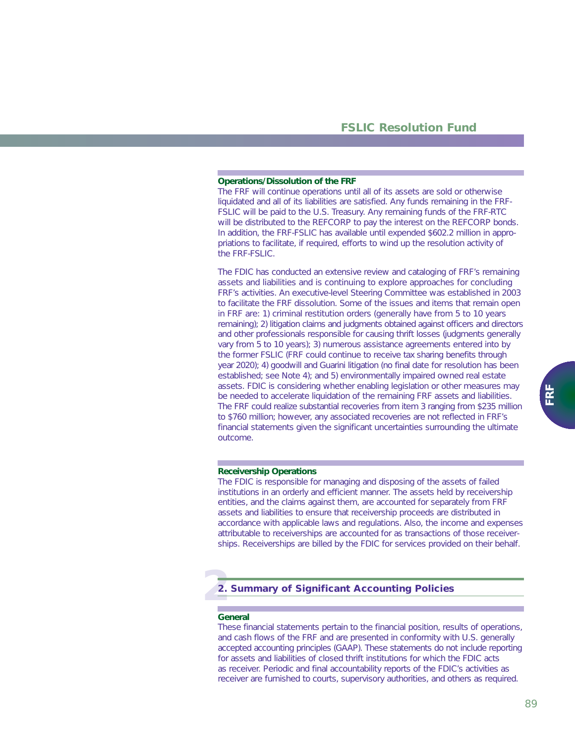### Operations/Dissolution of the FRF

The FRF will continue operations until all of its assets are sold or otherwise liquidated and all of its liabilities are satisfied. Any funds remaining in the FRF-FSLIC will be paid to the U.S. Treasury. Any remaining funds of the FRF-RTC will be distributed to the REFCORP to pay the interest on the REFCORP bonds. In addition, the FRF-FSLIC has available until expended $602.2 million in appropriations to facilitate, if required, efforts to wind up the resolution activity of the FRF-FSLIC.

The FDIC has conducted an extensive review and cataloging of FRF's remaining assets and liabilities and is continuing to explore approaches for concluding FRF's activities. An executive-level Steering Committee was established in 2003 to facilitate the FRF dissolution. Some of the issues and items that remain open in FRF are: 1) criminal restitution orders (generally have from 5 to 10 years remaining); 2) litigation claims and judgments obtained against officers and directors and other professionals responsible for causing thrift losses (judgments generally vary from 5 to 10 years); 3) numerous assistance agreements entered into by the former FSLIC (FRF could continue to receive tax sharing benefits through year 2020); 4) goodwill and Guarini litigation (no final date for resolution has been established; see Note 4); and 5) environmentally impaired owned real estate assets. FDIC is considering whether enabling legislation or other measures may be needed to accelerate liquidation of the remaining FRF assets and liabilities. The FRF could realize substantial recoveries from item 3 ranging from $235 million to $760 million; however, any associated recoveries are not reflected in FRF's financial statements given the significant uncertainties surrounding the ultimate outcome.

### Receivership Operations

The FDIC is responsible for managing and disposing of the assets of failed institutions in an orderly and efficient manner. The assets held by receivership entities, and the claims against them, are accounted for separately from FRF assets and liabilities to ensure that receivership proceeds are distributed in accordance with applicable laws and regulations. Also, the income and expenses attributable to receiverships are accounted for as transactions of those receiverships. Receiverships are billed by the FDIC for services provided on their behalf.

## 2. Summary of Significant Accounting Policies

### General

These financial statements pertain to the financial position, results of operations, and cash flows of the FRF and are presented in conformity with U.S. generally accepted accounting principles (GAAP). These statements do not include reporting for assets and liabilities of closed thrift institutions for which the FDIC acts as receiver. Periodic and final accountability reports of the FDIC's activities as receiver are furnished to courts, supervisory authorities, and others as required.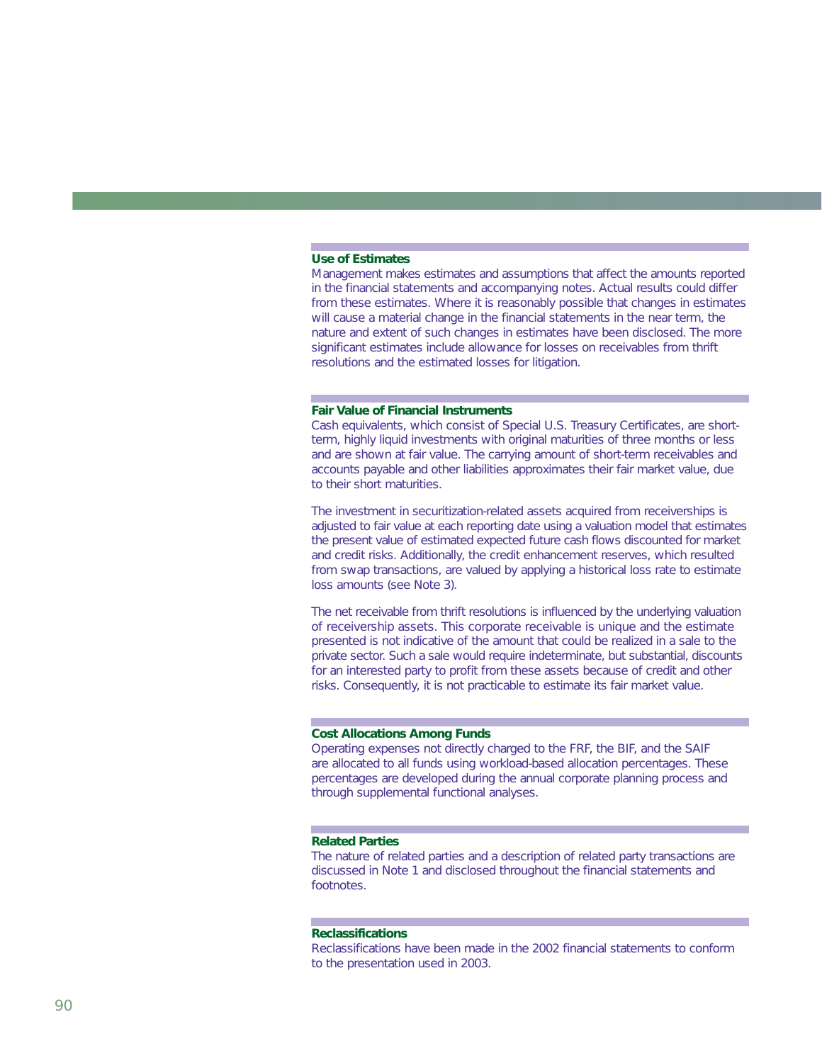### Use of Estimates

Management makes estimates and assumptions that affect the amounts reported in the financial statements and accompanying notes. Actual results could differ from these estimates. Where it is reasonably possible that changes in estimates will cause a material change in the financial statements in the near term, the nature and extent of such changes in estimates have been disclosed. The more significant estimates include allowance for losses on receivables from thrift resolutions and the estimated losses for litigation.

### Fair Value of Financial Instruments

Cash equivalents, which consist of Special U.S. Treasury Certificates, are short-term, highly liquid investments with original maturities of three months or less and are shown at fair value. The carrying amount of short-term receivables and accounts payable and other liabilities approximates their fair market value, due to their short maturities.

The investment in securitization-related assets acquired from receiverships is adjusted to fair value at each reporting date using a valuation model that estimates the present value of estimated expected future cash flows discounted for market and credit risks. Additionally, the credit enhancement reserves, which resulted from swap transactions, are valued by applying a historical loss rate to estimate loss amounts (see Note 3).

The net receivable from thrift resolutions is influenced by the underlying valuation of receivership assets. This corporate receivable is unique and the estimate presented is not indicative of the amount that could be realized in a sale to the private sector. Such a sale would require indeterminate, but substantial, discounts for an interested party to profit from these assets because of credit and other risks. Consequently, it is not practicable to estimate its fair market value.

### Cost Allocations Among Funds

Operating expenses not directly charged to the FRF, the BIF, and the SAIF are allocated to all funds using workload-based allocation percentages. These percentages are developed during the annual corporate planning process and through supplemental functional analyses.

### Related Parties

The nature of related parties and a description of related party transactions are discussed in Note 1 and disclosed throughout the financial statements and footnotes.

### Reclassifications

Reclassifications have been made in the 2002 financial statements to conform to the presentation used in 2003.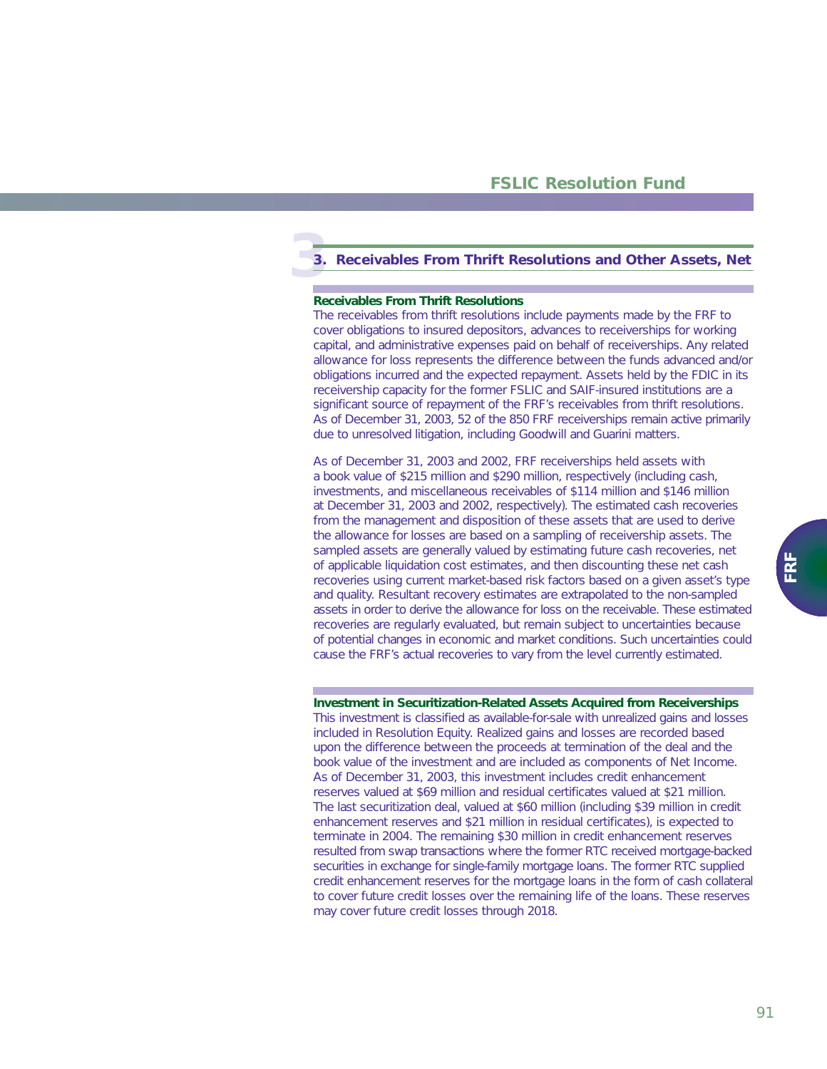## 3. Receivables From Thrift Resolutions and Other Assets, Net

### Receivables From Thrift Resolutions

The receivables from thrift resolutions include payments made by the FRF to cover obligations to insured depositors, advances to receiverships for working capital, and administrative expenses paid on behalf of receiverships. Any related allowance for loss represents the difference between the funds advanced and/or obligations incurred and the expected repayment. Assets held by the FDIC in its receivership capacity for the former FSLIC and SAIF-insured institutions are a significant source of repayment of the FRF's receivables from thrift resolutions. As of December 31, 2003, 52 of the 850 FRF receiverships remain active primarily due to unresolved litigation, including Goodwill and Guarini matters.

As of December 31, 2003 and 2002, FRF receiverships held assets with a book value of $215 million and $290 million, respectively (including cash, investments, and miscellaneous receivables of $114 million and $146 million at December 31, 2003 and 2002, respectively). The estimated cash recoveries from the management and disposition of these assets that are used to derive the allowance for losses are based on a sampling of receivership assets. The sampled assets are generally valued by estimating future cash recoveries, net of applicable liquidation cost estimates, and then discounting these net cash recoveries using current market-based risk factors based on a given asset's type and quality. Resultant recovery estimates are extrapolated to the non-sampled assets in order to derive the allowance for loss on the receivable. These estimated recoveries are regularly evaluated, but remain subject to uncertainties because of potential changes in economic and market conditions. Such uncertainties could cause the FRF's actual recoveries to vary from the level currently estimated.

### Investment in Securitization-Related Assets Acquired from Receiverships

This investment is classified as available-for-sale with unrealized gains and losses included in Resolution Equity. Realized gains and losses are recorded based upon the difference between the proceeds at termination of the deal and the book value of the investment and are included as components of Net Income. As of December 31, 2003, this investment includes credit enhancement reserves valued at $69 million and residual certificates valued at $21 million. The last securitization deal, valued at $60 million (including $39 million in credit enhancement reserves and $21 million in residual certificates), is expected to terminate in 2004. The remaining $30 million in credit enhancement reserves resulted from swap transactions where the former RTC received mortgage-backed securities in exchange for single-family mortgage loans. The former RTC supplied credit enhancement reserves for the mortgage loans in the form of cash collateral to cover future credit losses over the remaining life of the loans. These reserves may cover future credit losses through 2018.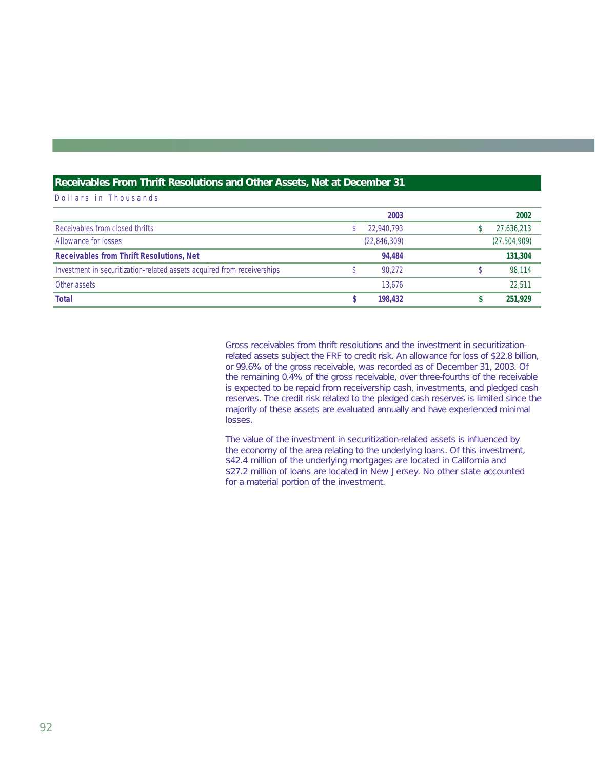## Receivables From Thrift Resolutions and Other Assets, Net at December 31

Dollars in Thousands

| | 2003 | 2002 |
|---|---|---|
| Receivables from closed thrifts | $ 22,940,793 | $ 27,636,213 |
| Allowance for losses | (22,846,309) | (27,504,909) |
| **Receivables from Thrift Resolutions, Net** | **94,484** | **131,304** |
| Investment in securitization-related assets acquired from receiverships | $ 90,272 | $ 98,114 |
| Other assets | 13,676 | 22,511 |
| **Total** | **$ 198,432** | **$ 251,929** |

Gross receivables from thrift resolutions and the investment in securitization-related assets subject the FRF to credit risk. An allowance for loss of $22.8 billion, or 99.6% of the gross receivable, was recorded as of December 31, 2003. Of the remaining 0.4% of the gross receivable, over three-fourths of the receivable is expected to be repaid from receivership cash, investments, and pledged cash reserves. The credit risk related to the pledged cash reserves is limited since the majority of these assets are evaluated annually and have experienced minimal losses.

The value of the investment in securitization-related assets is influenced by the economy of the area relating to the underlying loans. Of this investment, $42.4 million of the underlying mortgages are located in California and $27.2 million of loans are located in New Jersey. No other state accounted for a material portion of the investment.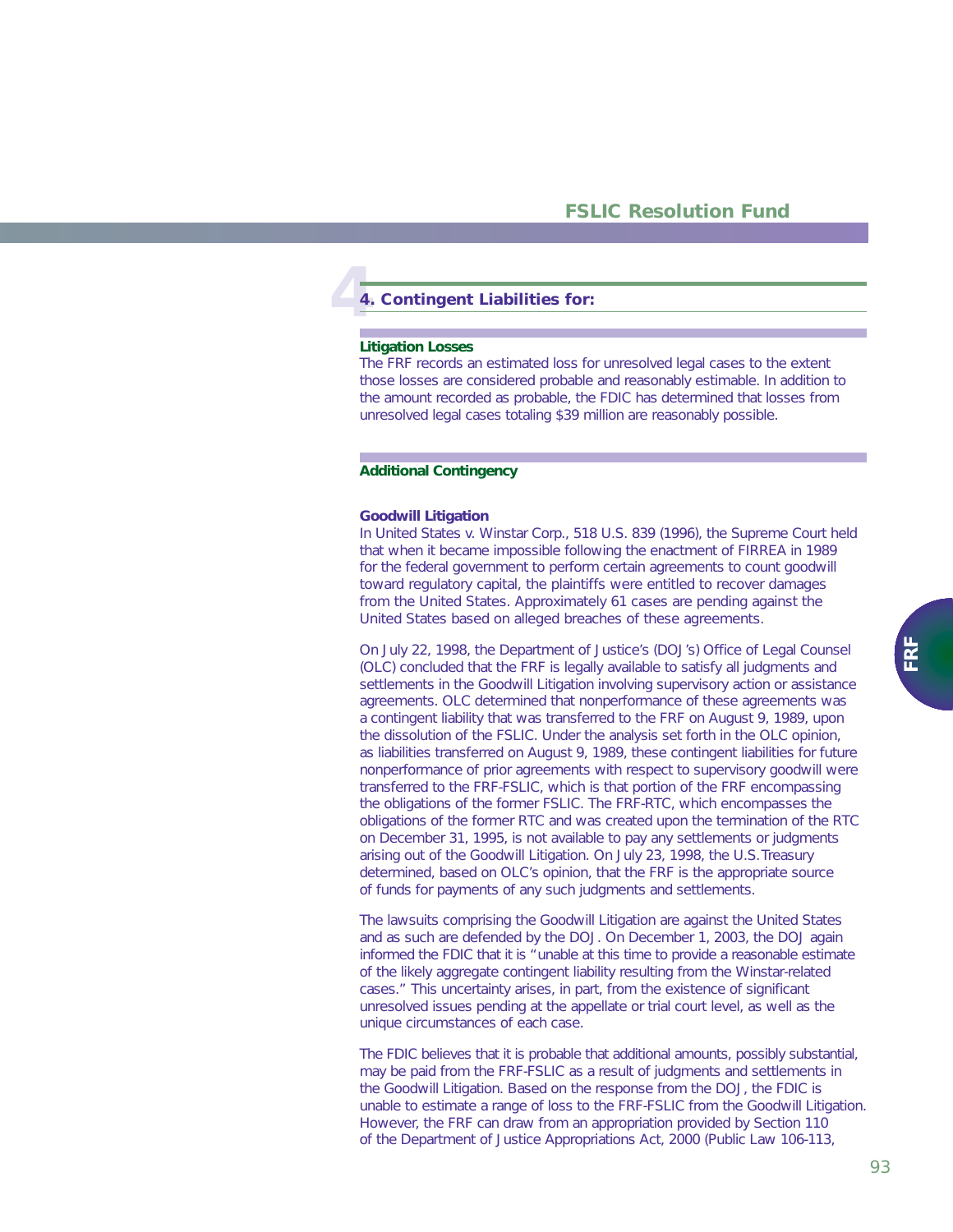## 4. Contingent Liabilities for:

### Litigation Losses

The FRF records an estimated loss for unresolved legal cases to the extent those losses are considered probable and reasonably estimable. In addition to the amount recorded as probable, the FDIC has determined that losses from unresolved legal cases totaling $39 million are reasonably possible.

### Additional Contingency

#### Goodwill Litigation

In United States v. Winstar Corp., 518 U.S. 839 (1996), the Supreme Court held that when it became impossible following the enactment of FIRREA in 1989 for the federal government to perform certain agreements to count goodwill toward regulatory capital, the plaintiffs were entitled to recover damages from the United States. Approximately 61 cases are pending against the United States based on alleged breaches of these agreements.

On July 22, 1998, the Department of Justice's (DOJ's) Office of Legal Counsel (OLC) concluded that the FRF is legally available to satisfy all judgments and settlements in the Goodwill Litigation involving supervisory action or assistance agreements. OLC determined that nonperformance of these agreements was a contingent liability that was transferred to the FRF on August 9, 1989, upon the dissolution of the FSLIC. Under the analysis set forth in the OLC opinion, as liabilities transferred on August 9, 1989, these contingent liabilities for future nonperformance of prior agreements with respect to supervisory goodwill were transferred to the FRF-FSLIC, which is that portion of the FRF encompassing the obligations of the former FSLIC. The FRF-RTC, which encompasses the obligations of the former RTC and was created upon the termination of the RTC on December 31, 1995, is not available to pay any settlements or judgments arising out of the Goodwill Litigation. On July 23, 1998, the U.S. Treasury determined, based on OLC's opinion, that the FRF is the appropriate source of funds for payments of any such judgments and settlements.

The lawsuits comprising the Goodwill Litigation are against the United States and as such are defended by the DOJ. On December 1, 2003, the DOJ again informed the FDIC that it is "unable at this time to provide a reasonable estimate of the likely aggregate contingent liability resulting from the Winstar-related cases." This uncertainty arises, in part, from the existence of significant unresolved issues pending at the appellate or trial court level, as well as the unique circumstances of each case.

The FDIC believes that it is probable that additional amounts, possibly substantial, may be paid from the FRF-FSLIC as a result of judgments and settlements in the Goodwill Litigation. Based on the response from the DOJ, the FDIC is unable to estimate a range of loss to the FRF-FSLIC from the Goodwill Litigation. However, the FRF can draw from an appropriation provided by Section 110 of the Department of Justice Appropriations Act, 2000 (Public Law 106-113,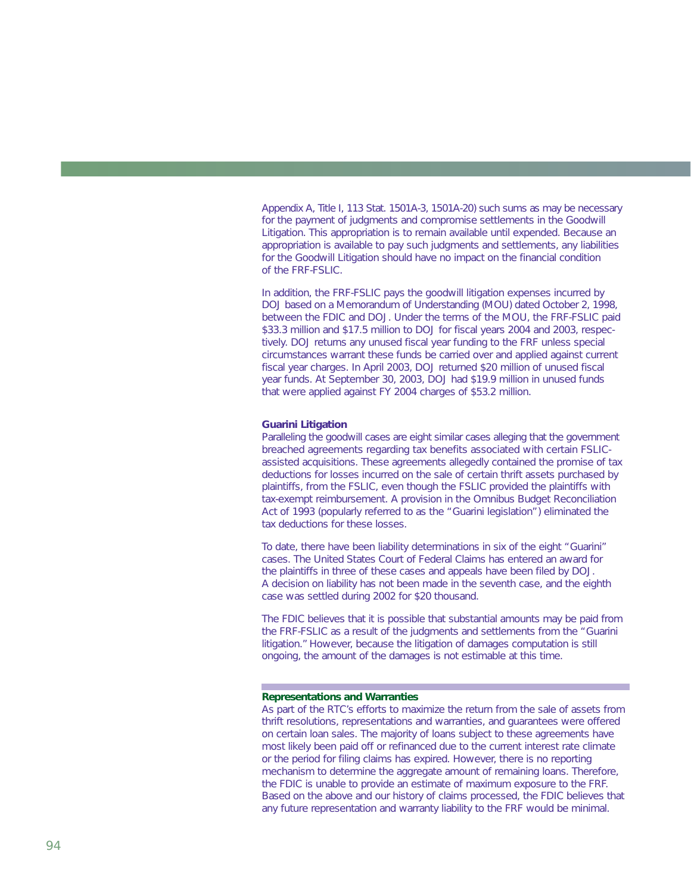Appendix A, Title I, 113 Stat. 1501A-3, 1501A-20) such sums as may be necessary for the payment of judgments and compromise settlements in the Goodwill Litigation. This appropriation is to remain available until expended. Because an appropriation is available to pay such judgments and settlements, any liabilities for the Goodwill Litigation should have no impact on the financial condition of the FRF-FSLIC.

In addition, the FRF-FSLIC pays the goodwill litigation expenses incurred by DOJ based on a Memorandum of Understanding (MOU) dated October 2, 1998, between the FDIC and DOJ. Under the terms of the MOU, the FRF-FSLIC paid $33.3 million and $17.5 million to DOJ for fiscal years 2004 and 2003, respectively. DOJ returns any unused fiscal year funding to the FRF unless special circumstances warrant these funds be carried over and applied against current fiscal year charges. In April 2003, DOJ returned $20 million of unused fiscal year funds. At September 30, 2003, DOJ had $19.9 million in unused funds that were applied against FY 2004 charges of $53.2 million.

### Guarini Litigation

Paralleling the goodwill cases are eight similar cases alleging that the government breached agreements regarding tax benefits associated with certain FSLIC-assisted acquisitions. These agreements allegedly contained the promise of tax deductions for losses incurred on the sale of certain thrift assets purchased by plaintiffs, from the FSLIC, even though the FSLIC provided the plaintiffs with tax-exempt reimbursement. A provision in the Omnibus Budget Reconciliation Act of 1993 (popularly referred to as the "Guarini legislation") eliminated the tax deductions for these losses.

To date, there have been liability determinations in six of the eight "Guarini" cases. The United States Court of Federal Claims has entered an award for the plaintiffs in three of these cases and appeals have been filed by DOJ. A decision on liability has not been made in the seventh case, and the eighth case was settled during 2002 for $20 thousand.

The FDIC believes that it is possible that substantial amounts may be paid from the FRF-FSLIC as a result of the judgments and settlements from the "Guarini litigation." However, because the litigation of damages computation is still ongoing, the amount of the damages is not estimable at this time.

### Representations and Warranties

As part of the RTC's efforts to maximize the return from the sale of assets from thrift resolutions, representations and warranties, and guarantees were offered on certain loan sales. The majority of loans subject to these agreements have most likely been paid off or refinanced due to the current interest rate climate or the period for filing claims has expired. However, there is no reporting mechanism to determine the aggregate amount of remaining loans. Therefore, the FDIC is unable to provide an estimate of maximum exposure to the FRF. Based on the above and our history of claims processed, the FDIC believes that any future representation and warranty liability to the FRF would be minimal.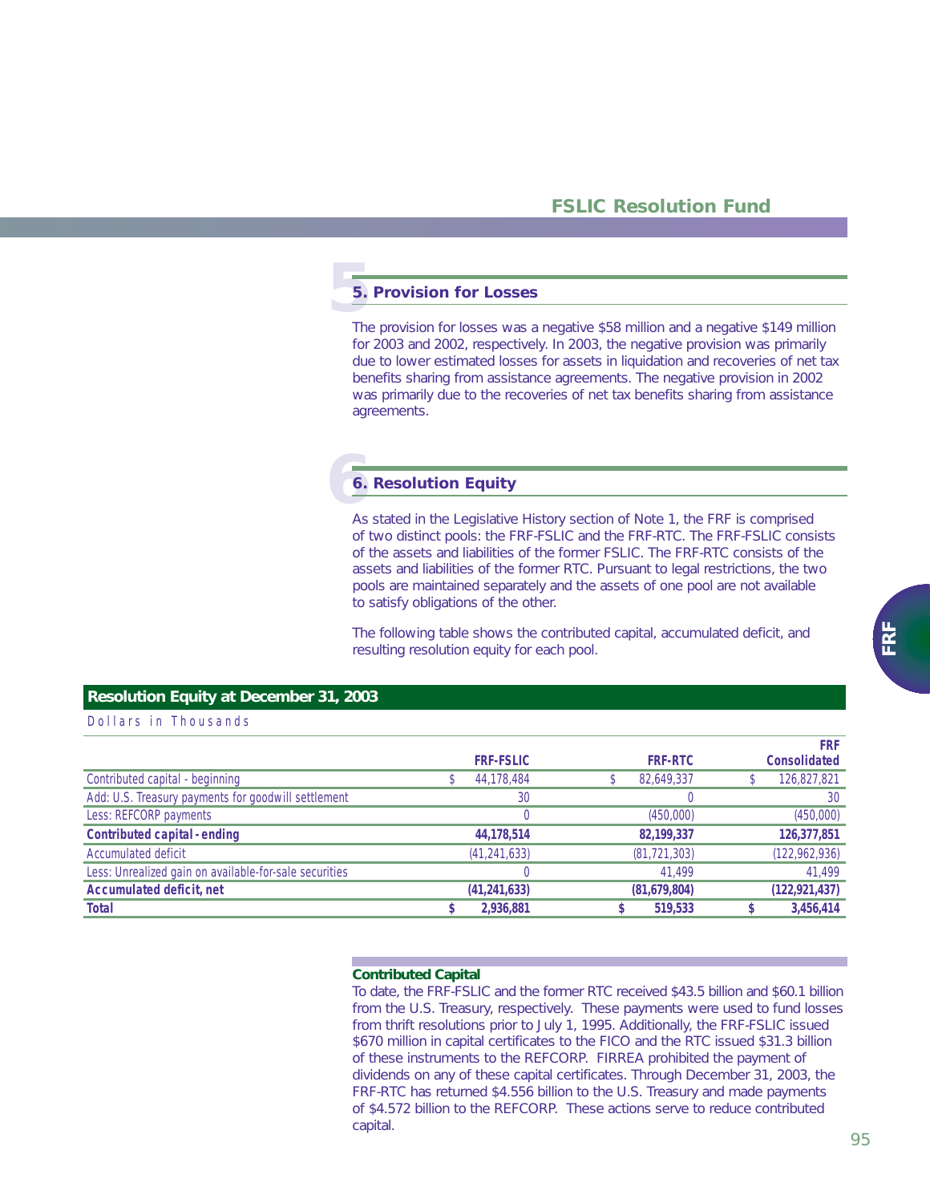## 5. Provision for Losses

The provision for losses was a negative $58 million and a negative $149 million for 2003 and 2002, respectively. In 2003, the negative provision was primarily due to lower estimated losses for assets in liquidation and recoveries of net tax benefits sharing from assistance agreements. The negative provision in 2002 was primarily due to the recoveries of net tax benefits sharing from assistance agreements.

## 6. Resolution Equity

As stated in the Legislative History section of Note 1, the FRF is comprised of two distinct pools: the FRF-FSLIC and the FRF-RTC. The FRF-FSLIC consists of the assets and liabilities of the former FSLIC. The FRF-RTC consists of the assets and liabilities of the former RTC. Pursuant to legal restrictions, the two pools are maintained separately and the assets of one pool are not available to satisfy obligations of the other.

The following table shows the contributed capital, accumulated deficit, and resulting resolution equity for each pool.

**Resolution Equity at December 31, 2003**

Dollars in Thousands

| | FRF-FSLIC | FRF-RTC | FRF Consolidated |
|---|---|---|---|
| Contributed capital - beginning | $ 44,178,484 | $ 82,649,337 | $ 126,827,821 |
| Add: U.S. Treasury payments for goodwill settlement | 30 | 0 | 30 |
| Less: REFCORP payments | 0 | (450,000) | (450,000) |
| **Contributed capital - ending** | **44,178,514** | **82,199,337** | **126,377,851** |
| Accumulated deficit | (41,241,633) | (81,721,303) | (122,962,936) |
| Less: Unrealized gain on available-for-sale securities | 0 | 41,499 | 41,499 |
| **Accumulated deficit, net** | **(41,241,633)** | **(81,679,804)** | **(122,921,437)** |
| **Total** | **$ 2,936,881** | **$ 519,533** | **$ 3,456,414** |

**Contributed Capital**

To date, the FRF-FSLIC and the former RTC received $43.5 billion and $60.1 billion from the U.S. Treasury, respectively. These payments were used to fund losses from thrift resolutions prior to July 1, 1995. Additionally, the FRF-FSLIC issued $670 million in capital certificates to the FICO and the RTC issued $31.3 billion of these instruments to the REFCORP. FIRREA prohibited the payment of dividends on any of these capital certificates. Through December 31, 2003, the FRF-RTC has returned $4.556 billion to the U.S. Treasury and made payments of $4.572 billion to the REFCORP. These actions serve to reduce contributed capital.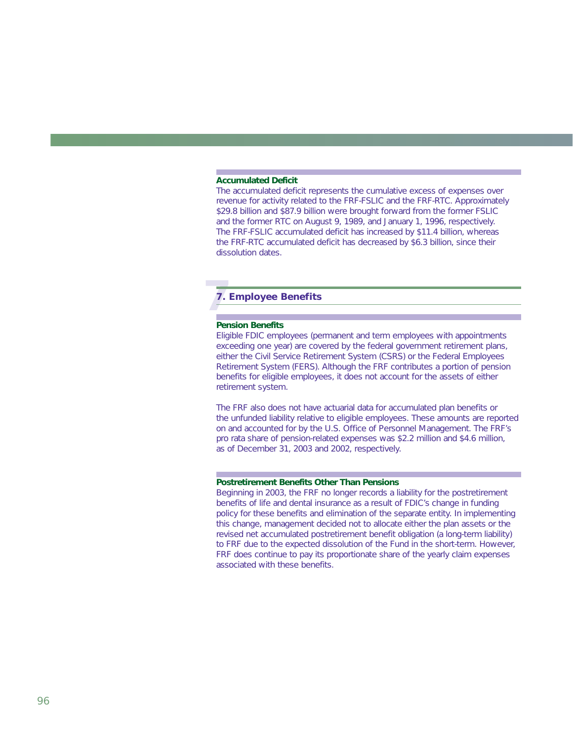### Accumulated Deficit

The accumulated deficit represents the cumulative excess of expenses over revenue for activity related to the FRF-FSLIC and the FRF-RTC. Approximately $29.8 billion and $87.9 billion were brought forward from the former FSLIC and the former RTC on August 9, 1989, and January 1, 1996, respectively. The FRF-FSLIC accumulated deficit has increased by $11.4 billion, whereas the FRF-RTC accumulated deficit has decreased by $6.3 billion, since their dissolution dates.

## 7. Employee Benefits

### Pension Benefits

Eligible FDIC employees (permanent and term employees with appointments exceeding one year) are covered by the federal government retirement plans, either the Civil Service Retirement System (CSRS) or the Federal Employees Retirement System (FERS). Although the FRF contributes a portion of pension benefits for eligible employees, it does not account for the assets of either retirement system.

The FRF also does not have actuarial data for accumulated plan benefits or the unfunded liability relative to eligible employees. These amounts are reported on and accounted for by the U.S. Office of Personnel Management. The FRF's pro rata share of pension-related expenses was $2.2 million and $4.6 million, as of December 31, 2003 and 2002, respectively.

### Postretirement Benefits Other Than Pensions

Beginning in 2003, the FRF no longer records a liability for the postretirement benefits of life and dental insurance as a result of FDIC's change in funding policy for these benefits and elimination of the separate entity. In implementing this change, management decided not to allocate either the plan assets or the revised net accumulated postretirement benefit obligation (a long-term liability) to FRF due to the expected dissolution of the Fund in the short-term. However, FRF does continue to pay its proportionate share of the yearly claim expenses associated with these benefits.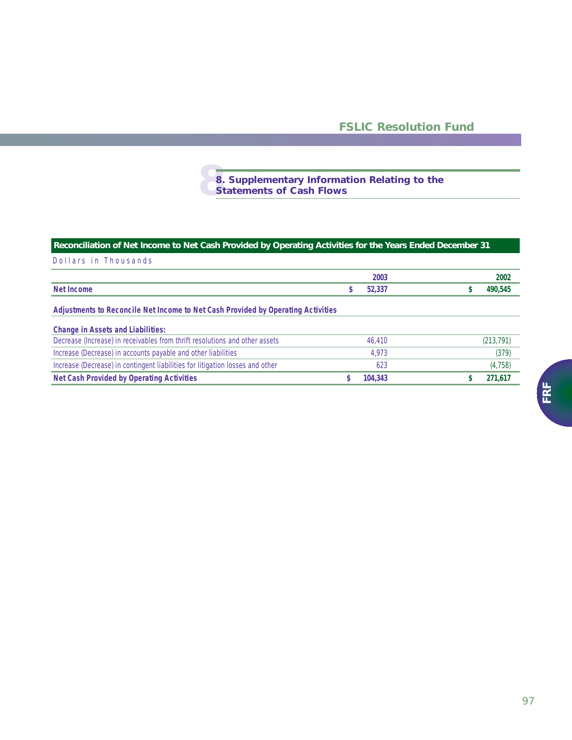## 8. Supplementary Information Relating to the Statements of Cash Flows

**Reconciliation of Net Income to Net Cash Provided by Operating Activities for the Years Ended December 31**

Dollars in Thousands

| | 2003 | 2002 |
|---|---|---|
| **Net Income** | **$ 52,337** | **$ 490,545** |
| **Adjustments to Reconcile Net Income to Net Cash Provided by Operating Activities** | | |
| **Change in Assets and Liabilities:** | | |
| Decrease (Increase) in receivables from thrift resolutions and other assets | 46,410 | (213,791) |
| Increase (Decrease) in accounts payable and other liabilities | 4,973 | (379) |
| Increase (Decrease) in contingent liabilities for litigation losses and other | 623 | (4,758) |
| **Net Cash Provided by Operating Activities** | **$ 104,343** | **$ 271,617** |